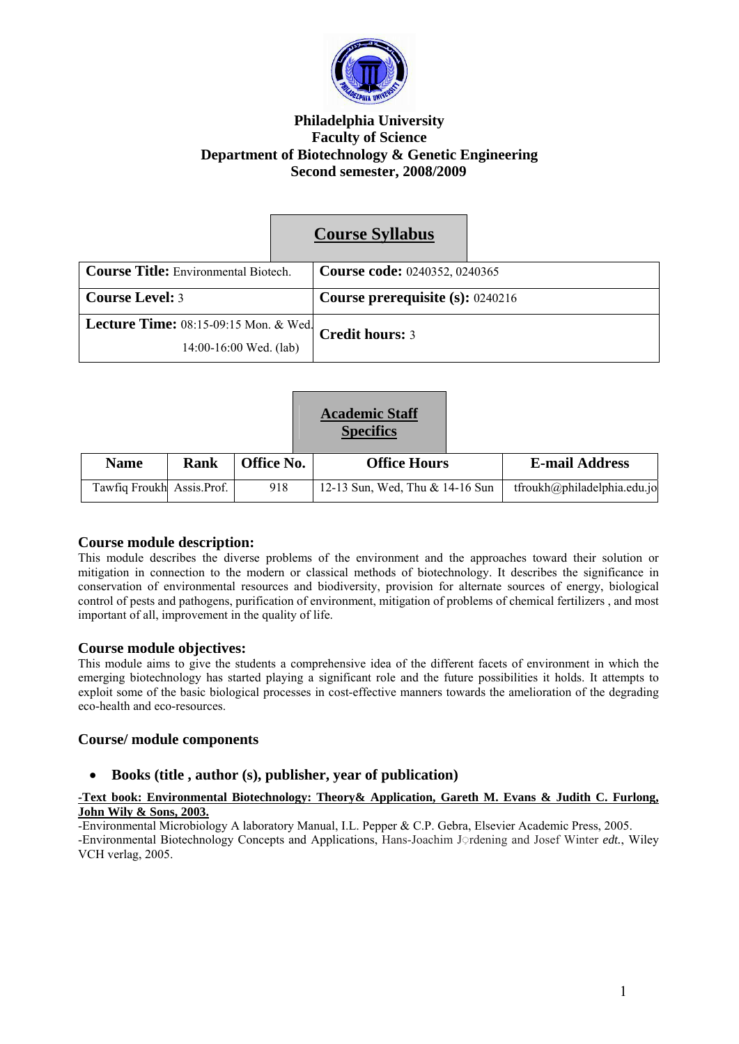**Philadelphia University**
**Faculty of Science**
**Department of Biotechnology & Genetic Engineering**
**Second semester, 2008/2009**

## Course Syllabus

| **Course Title:** Environmental Biotech. | **Course code:** 0240352, 0240365 |
|---|---|
| **Course Level:** 3 | **Course prerequisite (s):** 0240216 |
| **Lecture Time:** 08:15-09:15 Mon. & Wed. 14:00-16:00 Wed. (lab) | **Credit hours:** 3 |

## Academic Staff Specifics

| Name | Rank | Office No. | Office Hours | E-mail Address |
|---|---|---|---|---|
| Tawfiq Froukh | Assis.Prof. | 918 | 12-13 Sun, Wed, Thu & 14-16 Sun | tfroukh@philadelphia.edu.jo |

### Course module description:

This module describes the diverse problems of the environment and the approaches toward their solution or mitigation in connection to the modern or classical methods of biotechnology. It describes the significance in conservation of environmental resources and biodiversity, provision for alternate sources of energy, biological control of pests and pathogens, purification of environment, mitigation of problems of chemical fertilizers , and most important of all, improvement in the quality of life.

### Course module objectives:

This module aims to give the students a comprehensive idea of the different facets of environment in which the emerging biotechnology has started playing a significant role and the future possibilities it holds. It attempts to exploit some of the basic biological processes in cost-effective manners towards the amelioration of the degrading eco-health and eco-resources.

### Course/ module components

- **Books (title , author (s), publisher, year of publication)**

**-Text book: Environmental Biotechnology: Theory& Application, Gareth M. Evans & Judith C. Furlong, John Wily & Sons, 2003.**

-Environmental Microbiology A laboratory Manual, I.L. Pepper & C.P. Gebra, Elsevier Academic Press, 2005.

-Environmental Biotechnology Concepts and Applications, Hans-Joachim Jördening and Josef Winter *edt.*, Wiley VCH verlag, 2005.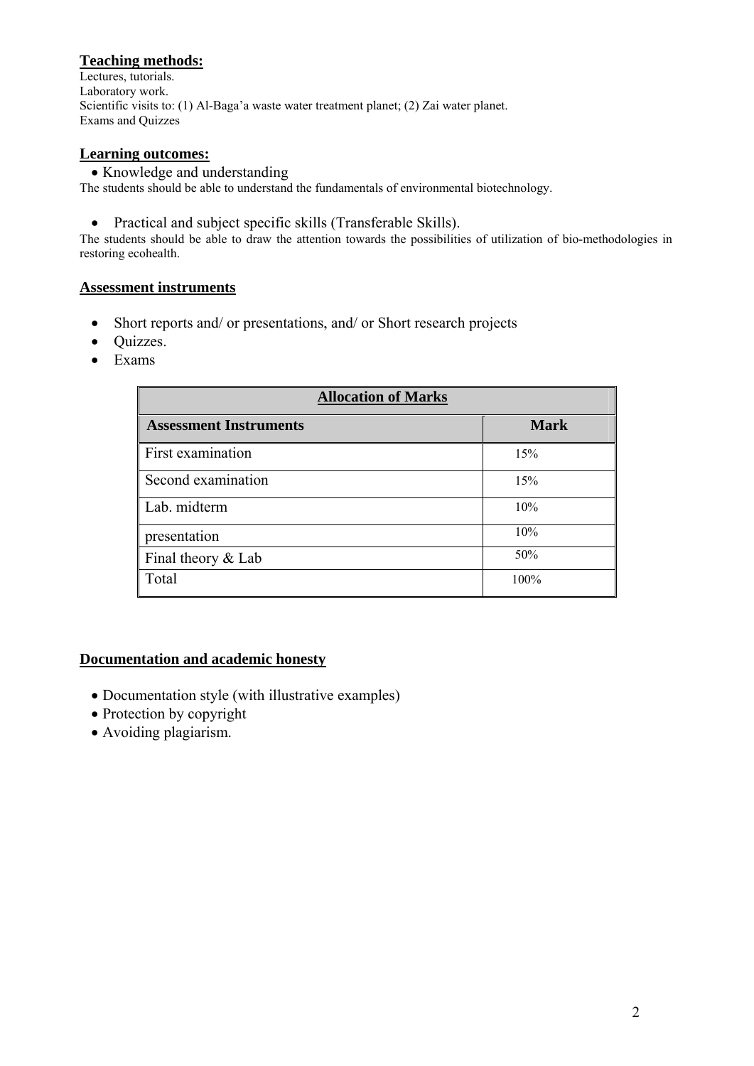## Teaching methods:

Lectures, tutorials.
Laboratory work.
Scientific visits to: (1) Al-Baga'a waste water treatment planet; (2) Zai water planet.
Exams and Quizzes

## Learning outcomes:

- Knowledge and understanding

The students should be able to understand the fundamentals of environmental biotechnology.

- Practical and subject specific skills (Transferable Skills).

The students should be able to draw the attention towards the possibilities of utilization of bio-methodologies in restoring ecohealth.

## Assessment instruments

- Short reports and/ or presentations, and/ or Short research projects
- Quizzes.
- Exams

| Allocation of Marks | |
|---|---|
| **Assessment Instruments** | **Mark** |
| First examination | 15% |
| Second examination | 15% |
| Lab. midterm | 10% |
| presentation | 10% |
| Final theory & Lab | 50% |
| Total | 100% |

## Documentation and academic honesty

- Documentation style (with illustrative examples)
- Protection by copyright
- Avoiding plagiarism.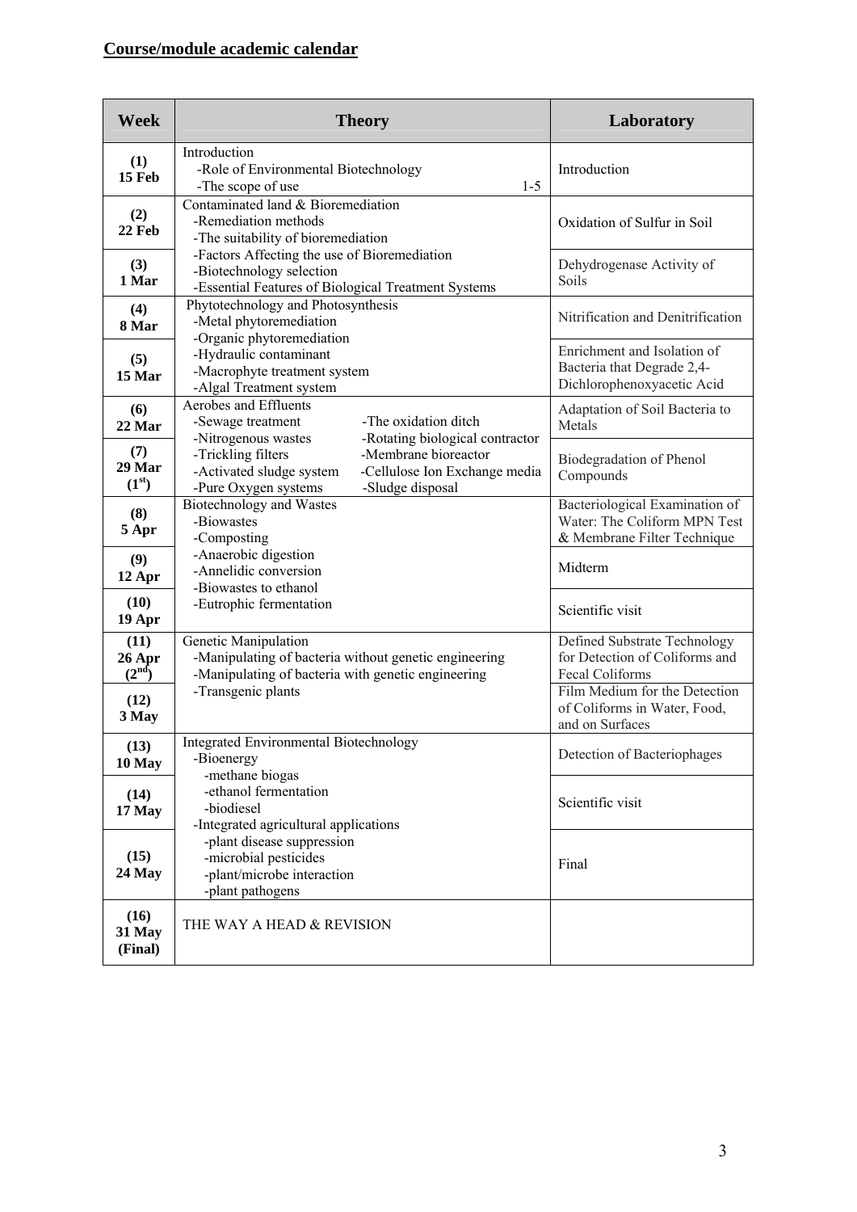## Course/module academic calendar

| Week | Theory | Laboratory |
|---|---|---|
| (1) 15 Feb | Introduction<br>-Role of Environmental Biotechnology<br>-The scope of use 1-5 | Introduction |
| (2) 22 Feb | Contaminated land & Bioremediation<br>-Remediation methods<br>-The suitability of bioremediation<br>-Factors Affecting the use of Bioremediation<br>-Biotechnology selection<br>-Essential Features of Biological Treatment Systems | Oxidation of Sulfur in Soil |
| (3) 1 Mar | | Dehydrogenase Activity of Soils |
| (4) 8 Mar | Phytotechnology and Photosynthesis<br>-Metal phytoremediation<br>-Organic phytoremediation<br>-Hydraulic contaminant<br>-Macrophyte treatment system<br>-Algal Treatment system | Nitrification and Denitrification |
| (5) 15 Mar | | Enrichment and Isolation of Bacteria that Degrade 2,4-Dichlorophenoxyacetic Acid |
| (6) 22 Mar | Aerobes and Effluents<br>-Sewage treatment<br>-Nitrogenous wastes<br>-Trickling filters<br>-Activated sludge system<br>-Pure Oxygen systems<br>-The oxidation ditch<br>-Rotating biological contractor<br>-Membrane bioreactor<br>-Cellulose Ion Exchange media<br>-Sludge disposal | Adaptation of Soil Bacteria to Metals |
| (7) 29 Mar (1st) | | Biodegradation of Phenol Compounds |
| (8) 5 Apr | Biotechnology and Wastes<br>-Biowastes<br>-Composting<br>-Anaerobic digestion<br>-Annelidic conversion<br>-Biowastes to ethanol<br>-Eutrophic fermentation | Bacteriological Examination of Water: The Coliform MPN Test & Membrane Filter Technique |
| (9) 12 Apr | | Midterm |
| (10) 19 Apr | | Scientific visit |
| (11) 26 Apr (2nd) | Genetic Manipulation<br>-Manipulating of bacteria without genetic engineering<br>-Manipulating of bacteria with genetic engineering<br>-Transgenic plants | Defined Substrate Technology for Detection of Coliforms and Fecal Coliforms |
| (12) 3 May | | Film Medium for the Detection of Coliforms in Water, Food, and on Surfaces |
| (13) 10 May | Integrated Environmental Biotechnology<br>-Bioenergy<br>-methane biogas<br>-ethanol fermentation<br>-biodiesel<br>-Integrated agricultural applications<br>-plant disease suppression<br>-microbial pesticides<br>-plant/microbe interaction<br>-plant pathogens | Detection of Bacteriophages |
| (14) 17 May | | Scientific visit |
| (15) 24 May | | Final |
| (16) 31 May (Final) | THE WAY A HEAD & REVISION | |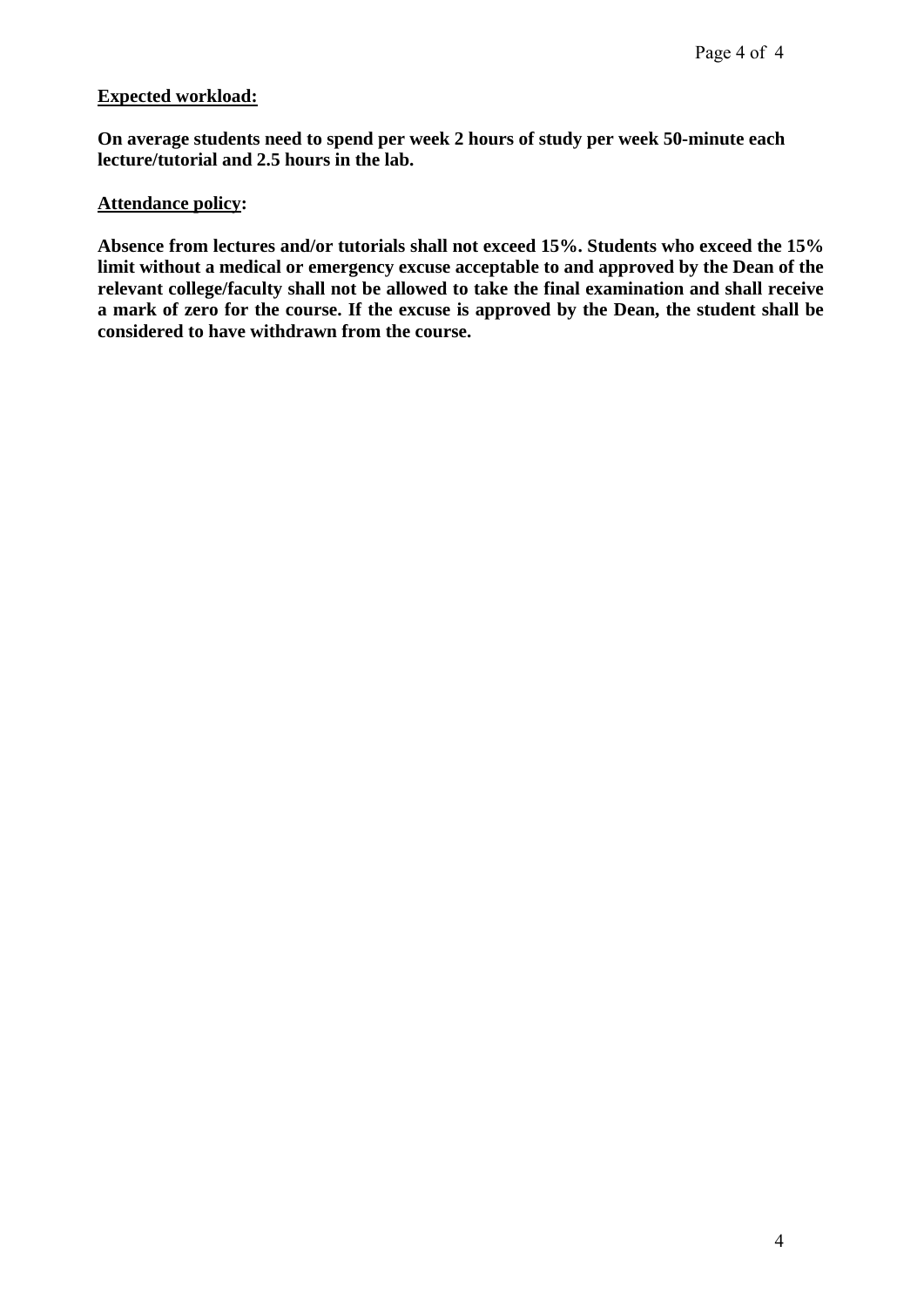**Expected workload:**

**On average students need to spend per week 2 hours of study per week 50-minute each lecture/tutorial and 2.5 hours in the lab.**

**Attendance policy:**

**Absence from lectures and/or tutorials shall not exceed 15%. Students who exceed the 15% limit without a medical or emergency excuse acceptable to and approved by the Dean of the relevant college/faculty shall not be allowed to take the final examination and shall receive a mark of zero for the course. If the excuse is approved by the Dean, the student shall be considered to have withdrawn from the course.**